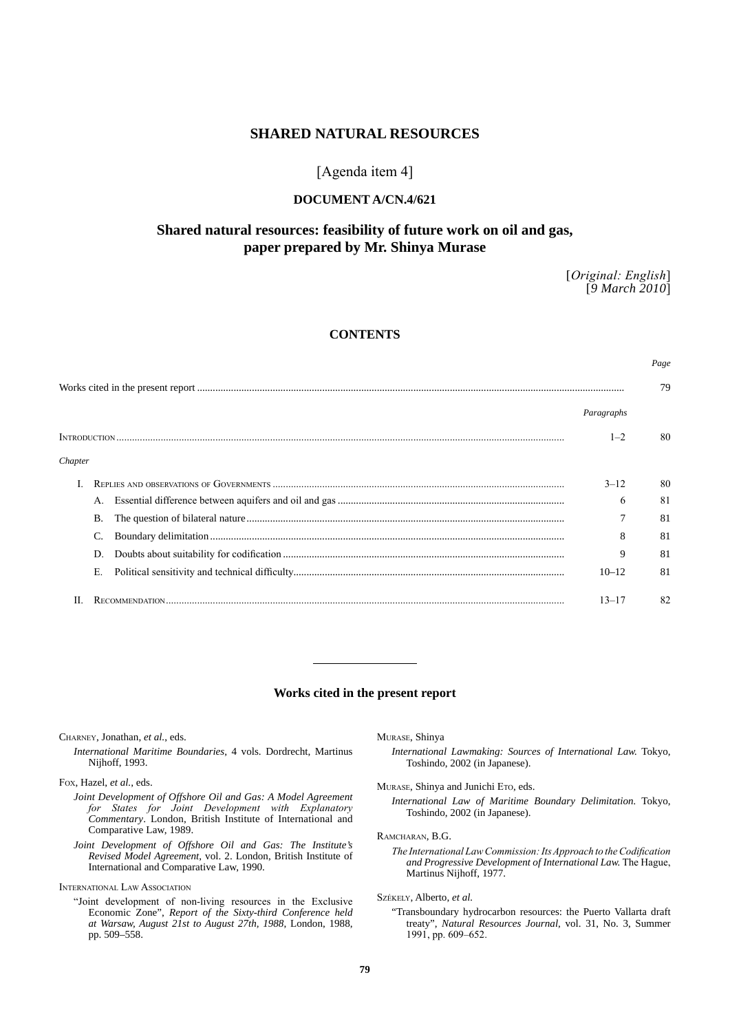# SHARED NATURAL RESOURCES

[Agenda item 4]

## DOCUMENT A/CN.4/621

## Shared natural resources: feasibility of future work on oil and gas, paper prepared by Mr. Shinya Murase

[*Original: English*]
[*9 March 2010*]

## CONTENTS

| | | | *Page* |
|---|---|---|---|
| Works cited in the present report | | | 79 |
| | | *Paragraphs* | |
| Introduction | | 1–2 | 80 |
| *Chapter* | | | |
| I. | Replies and observations of Governments | 3–12 | 80 |
| | A. Essential difference between aquifers and oil and gas | 6 | 81 |
| | B. The question of bilateral nature | 7 | 81 |
| | C. Boundary delimitation | 8 | 81 |
| | D. Doubts about suitability for codification | 9 | 81 |
| | E. Political sensitivity and technical difficulty | 10–12 | 81 |
| II. | Recommendation | 13–17 | 82 |

### Works cited in the present report

Charney, Jonathan, *et al.*, eds.

*International Maritime Boundaries*, 4 vols. Dordrecht, Martinus Nijhoff, 1993.

Fox, Hazel, *et al.*, eds.

*Joint Development of Offshore Oil and Gas: A Model Agreement for States for Joint Development with Explanatory Commentary*. London, British Institute of International and Comparative Law, 1989.

*Joint Development of Offshore Oil and Gas: The Institute's Revised Model Agreement*, vol. 2. London, British Institute of International and Comparative Law, 1990.

International Law Association

"Joint development of non-living resources in the Exclusive Economic Zone", *Report of the Sixty-third Conference held at Warsaw, August 21st to August 27th, 1988*, London, 1988, pp. 509–558.

Murase, Shinya

*International Lawmaking: Sources of International Law.* Tokyo, Toshindo, 2002 (in Japanese).

Murase, Shinya and Junichi Eto, eds.

*International Law of Maritime Boundary Delimitation.* Tokyo, Toshindo, 2002 (in Japanese).

Ramcharan, B.G.

*The International Law Commission: Its Approach to the Codification and Progressive Development of International Law.* The Hague, Martinus Nijhoff, 1977.

Székely, Alberto, *et al.*

"Transboundary hydrocarbon resources: the Puerto Vallarta draft treaty", *Natural Resources Journal*, vol. 31, No. 3, Summer 1991, pp. 609–652.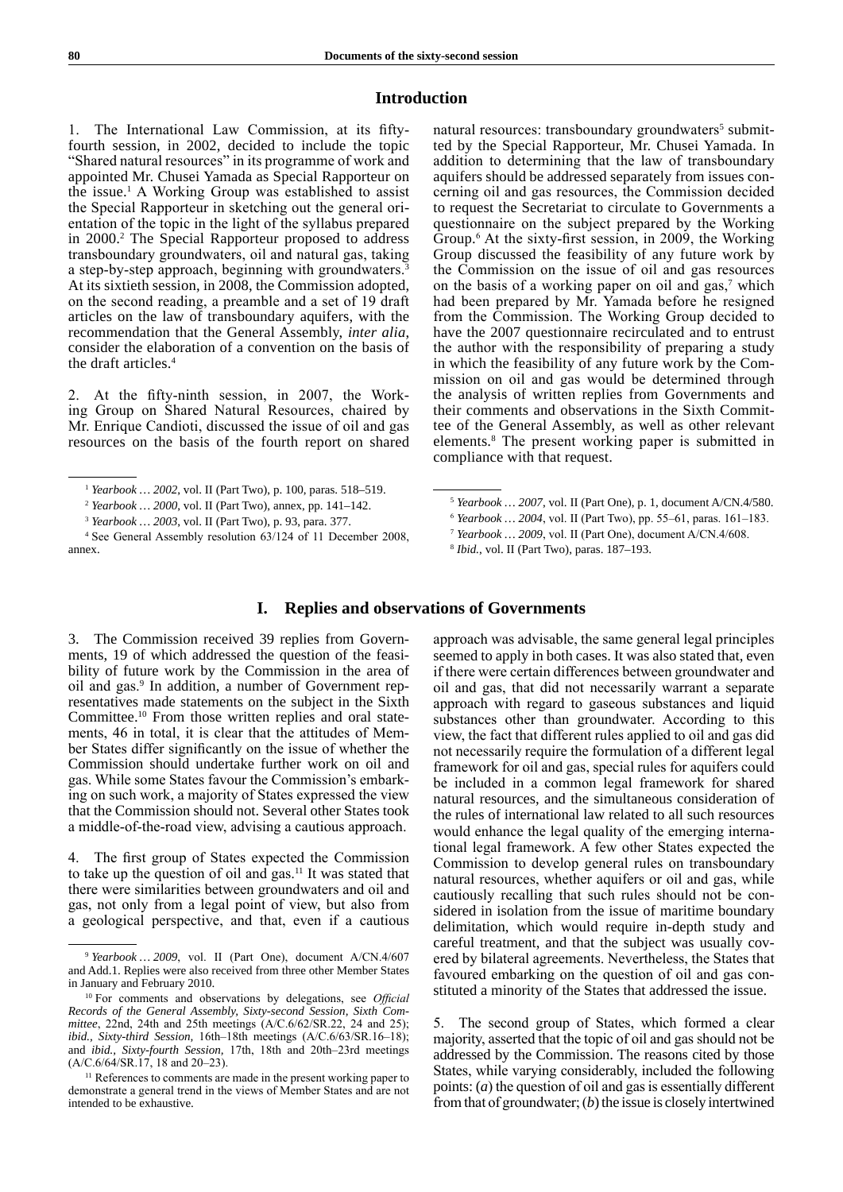## Introduction

1. The International Law Commission, at its fifty-fourth session, in 2002, decided to include the topic "Shared natural resources" in its programme of work and appointed Mr. Chusei Yamada as Special Rapporteur on the issue.[1] A Working Group was established to assist the Special Rapporteur in sketching out the general orientation of the topic in the light of the syllabus prepared in 2000.[2] The Special Rapporteur proposed to address transboundary groundwaters, oil and natural gas, taking a step-by-step approach, beginning with groundwaters.[3] At its sixtieth session, in 2008, the Commission adopted, on the second reading, a preamble and a set of 19 draft articles on the law of transboundary aquifers, with the recommendation that the General Assembly, *inter alia*, consider the elaboration of a convention on the basis of the draft articles.[4]

2. At the fifty-ninth session, in 2007, the Working Group on Shared Natural Resources, chaired by Mr. Enrique Candioti, discussed the issue of oil and gas resources on the basis of the fourth report on shared natural resources: transboundary groundwaters[5] submitted by the Special Rapporteur, Mr. Chusei Yamada. In addition to determining that the law of transboundary aquifers should be addressed separately from issues concerning oil and gas resources, the Commission decided to request the Secretariat to circulate to Governments a questionnaire on the subject prepared by the Working Group.[6] At the sixty-first session, in 2009, the Working Group discussed the feasibility of any future work by the Commission on the issue of oil and gas resources on the basis of a working paper on oil and gas,[7] which had been prepared by Mr. Yamada before he resigned from the Commission. The Working Group decided to have the 2007 questionnaire recirculated and to entrust the author with the responsibility of preparing a study in which the feasibility of any future work by the Commission on oil and gas would be determined through the analysis of written replies from Governments and their comments and observations in the Sixth Committee of the General Assembly, as well as other relevant elements.[8] The present working paper is submitted in compliance with that request.

[1] *Yearbook … 2002*, vol. II (Part Two), p. 100, paras. 518–519.

[2] *Yearbook … 2000*, vol. II (Part Two), annex, pp. 141–142.

[3] *Yearbook … 2003*, vol. II (Part Two), p. 93, para. 377.

[4] See General Assembly resolution 63/124 of 11 December 2008, annex.

[5] *Yearbook … 2007*, vol. II (Part One), p. 1, document A/CN.4/580.

[6] *Yearbook … 2004*, vol. II (Part Two), pp. 55–61, paras. 161–183.

[7] *Yearbook … 2009*, vol. II (Part One), document A/CN.4/608.

[8] *Ibid.*, vol. II (Part Two), paras. 187–193.

## I. Replies and observations of Governments

3. The Commission received 39 replies from Governments, 19 of which addressed the question of the feasibility of future work by the Commission in the area of oil and gas.[9] In addition, a number of Government representatives made statements on the subject in the Sixth Committee.[10] From those written replies and oral statements, 46 in total, it is clear that the attitudes of Member States differ significantly on the issue of whether the Commission should undertake further work on oil and gas. While some States favour the Commission's embarking on such work, a majority of States expressed the view that the Commission should not. Several other States took a middle-of-the-road view, advising a cautious approach.

4. The first group of States expected the Commission to take up the question of oil and gas.[11] It was stated that there were similarities between groundwaters and oil and gas, not only from a legal point of view, but also from a geological perspective, and that, even if a cautious approach was advisable, the same general legal principles seemed to apply in both cases. It was also stated that, even if there were certain differences between groundwater and oil and gas, that did not necessarily warrant a separate approach with regard to gaseous substances and liquid substances other than groundwater. According to this view, the fact that different rules applied to oil and gas did not necessarily require the formulation of a different legal framework for oil and gas, special rules for aquifers could be included in a common legal framework for shared natural resources, and the simultaneous consideration of the rules of international law related to all such resources would enhance the legal quality of the emerging international legal framework. A few other States expected the Commission to develop general rules on transboundary natural resources, whether aquifers or oil and gas, while cautiously recalling that such rules should not be considered in isolation from the issue of maritime boundary delimitation, which would require in-depth study and careful treatment, and that the subject was usually covered by bilateral agreements. Nevertheless, the States that favoured embarking on the question of oil and gas constituted a minority of the States that addressed the issue.

5. The second group of States, which formed a clear majority, asserted that the topic of oil and gas should not be addressed by the Commission. The reasons cited by those States, while varying considerably, included the following points: (*a*) the question of oil and gas is essentially different from that of groundwater; (*b*) the issue is closely intertwined

[9] *Yearbook … 2009*, vol. II (Part One), document A/CN.4/607 and Add.1. Replies were also received from three other Member States in January and February 2010.

[10] For comments and observations by delegations, see *Official Records of the General Assembly, Sixty-second Session, Sixth Committee*, 22nd, 24th and 25th meetings (A/C.6/62/SR.22, 24 and 25); *ibid., Sixty-third Session,* 16th–18th meetings (A/C.6/63/SR.16–18); and *ibid., Sixty-fourth Session,* 17th, 18th and 20th–23rd meetings (A/C.6/64/SR.17, 18 and 20–23).

[11] References to comments are made in the present working paper to demonstrate a general trend in the views of Member States and are not intended to be exhaustive.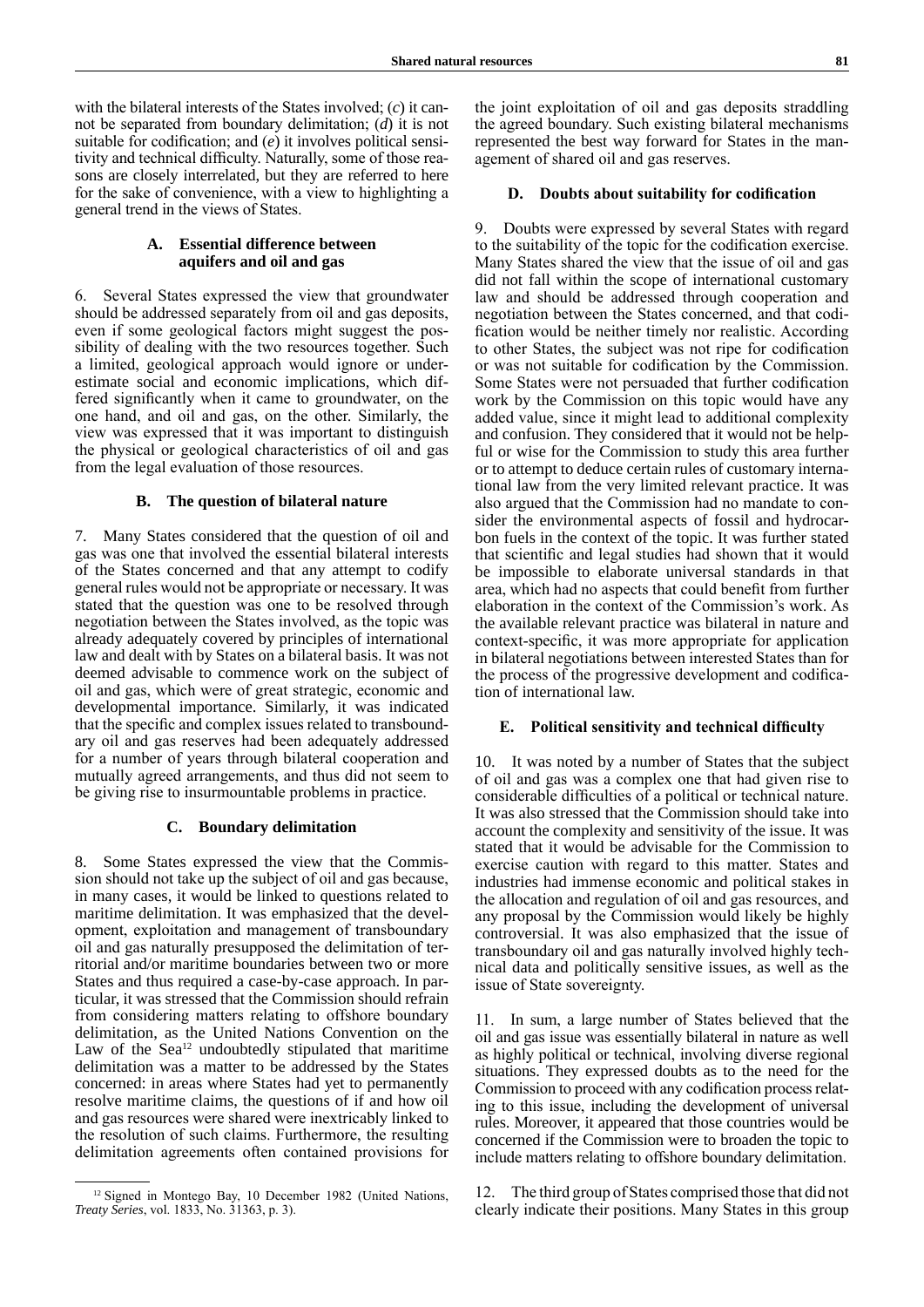with the bilateral interests of the States involved; (*c*) it cannot be separated from boundary delimitation; (*d*) it is not suitable for codification; and (*e*) it involves political sensitivity and technical difficulty. Naturally, some of those reasons are closely interrelated, but they are referred to here for the sake of convenience, with a view to highlighting a general trend in the views of States.

### A. Essential difference between aquifers and oil and gas

6. Several States expressed the view that groundwater should be addressed separately from oil and gas deposits, even if some geological factors might suggest the possibility of dealing with the two resources together. Such a limited, geological approach would ignore or underestimate social and economic implications, which differed significantly when it came to groundwater, on the one hand, and oil and gas, on the other. Similarly, the view was expressed that it was important to distinguish the physical or geological characteristics of oil and gas from the legal evaluation of those resources.

### B. The question of bilateral nature

7. Many States considered that the question of oil and gas was one that involved the essential bilateral interests of the States concerned and that any attempt to codify general rules would not be appropriate or necessary. It was stated that the question was one to be resolved through negotiation between the States involved, as the topic was already adequately covered by principles of international law and dealt with by States on a bilateral basis. It was not deemed advisable to commence work on the subject of oil and gas, which were of great strategic, economic and developmental importance. Similarly, it was indicated that the specific and complex issues related to transboundary oil and gas reserves had been adequately addressed for a number of years through bilateral cooperation and mutually agreed arrangements, and thus did not seem to be giving rise to insurmountable problems in practice.

### C. Boundary delimitation

8. Some States expressed the view that the Commission should not take up the subject of oil and gas because, in many cases, it would be linked to questions related to maritime delimitation. It was emphasized that the development, exploitation and management of transboundary oil and gas naturally presupposed the delimitation of territorial and/or maritime boundaries between two or more States and thus required a case-by-case approach. In particular, it was stressed that the Commission should refrain from considering matters relating to offshore boundary delimitation, as the United Nations Convention on the Law of the Sea[12] undoubtedly stipulated that maritime delimitation was a matter to be addressed by the States concerned: in areas where States had yet to permanently resolve maritime claims, the questions of if and how oil and gas resources were shared were inextricably linked to the resolution of such claims. Furthermore, the resulting delimitation agreements often contained provisions for the joint exploitation of oil and gas deposits straddling the agreed boundary. Such existing bilateral mechanisms represented the best way forward for States in the management of shared oil and gas reserves.

### D. Doubts about suitability for codification

9. Doubts were expressed by several States with regard to the suitability of the topic for the codification exercise. Many States shared the view that the issue of oil and gas did not fall within the scope of international customary law and should be addressed through cooperation and negotiation between the States concerned, and that codification would be neither timely nor realistic. According to other States, the subject was not ripe for codification or was not suitable for codification by the Commission. Some States were not persuaded that further codification work by the Commission on this topic would have any added value, since it might lead to additional complexity and confusion. They considered that it would not be helpful or wise for the Commission to study this area further or to attempt to deduce certain rules of customary international law from the very limited relevant practice. It was also argued that the Commission had no mandate to consider the environmental aspects of fossil and hydrocarbon fuels in the context of the topic. It was further stated that scientific and legal studies had shown that it would be impossible to elaborate universal standards in that area, which had no aspects that could benefit from further elaboration in the context of the Commission's work. As the available relevant practice was bilateral in nature and context-specific, it was more appropriate for application in bilateral negotiations between interested States than for the process of the progressive development and codification of international law.

### E. Political sensitivity and technical difficulty

10. It was noted by a number of States that the subject of oil and gas was a complex one that had given rise to considerable difficulties of a political or technical nature. It was also stressed that the Commission should take into account the complexity and sensitivity of the issue. It was stated that it would be advisable for the Commission to exercise caution with regard to this matter. States and industries had immense economic and political stakes in the allocation and regulation of oil and gas resources, and any proposal by the Commission would likely be highly controversial. It was also emphasized that the issue of transboundary oil and gas naturally involved highly technical data and politically sensitive issues, as well as the issue of State sovereignty.

11. In sum, a large number of States believed that the oil and gas issue was essentially bilateral in nature as well as highly political or technical, involving diverse regional situations. They expressed doubts as to the need for the Commission to proceed with any codification process relating to this issue, including the development of universal rules. Moreover, it appeared that those countries would be concerned if the Commission were to broaden the topic to include matters relating to offshore boundary delimitation.

12. The third group of States comprised those that did not clearly indicate their positions. Many States in this group

---

[12] Signed in Montego Bay, 10 December 1982 (United Nations, *Treaty Series*, vol. 1833, No. 31363, p. 3).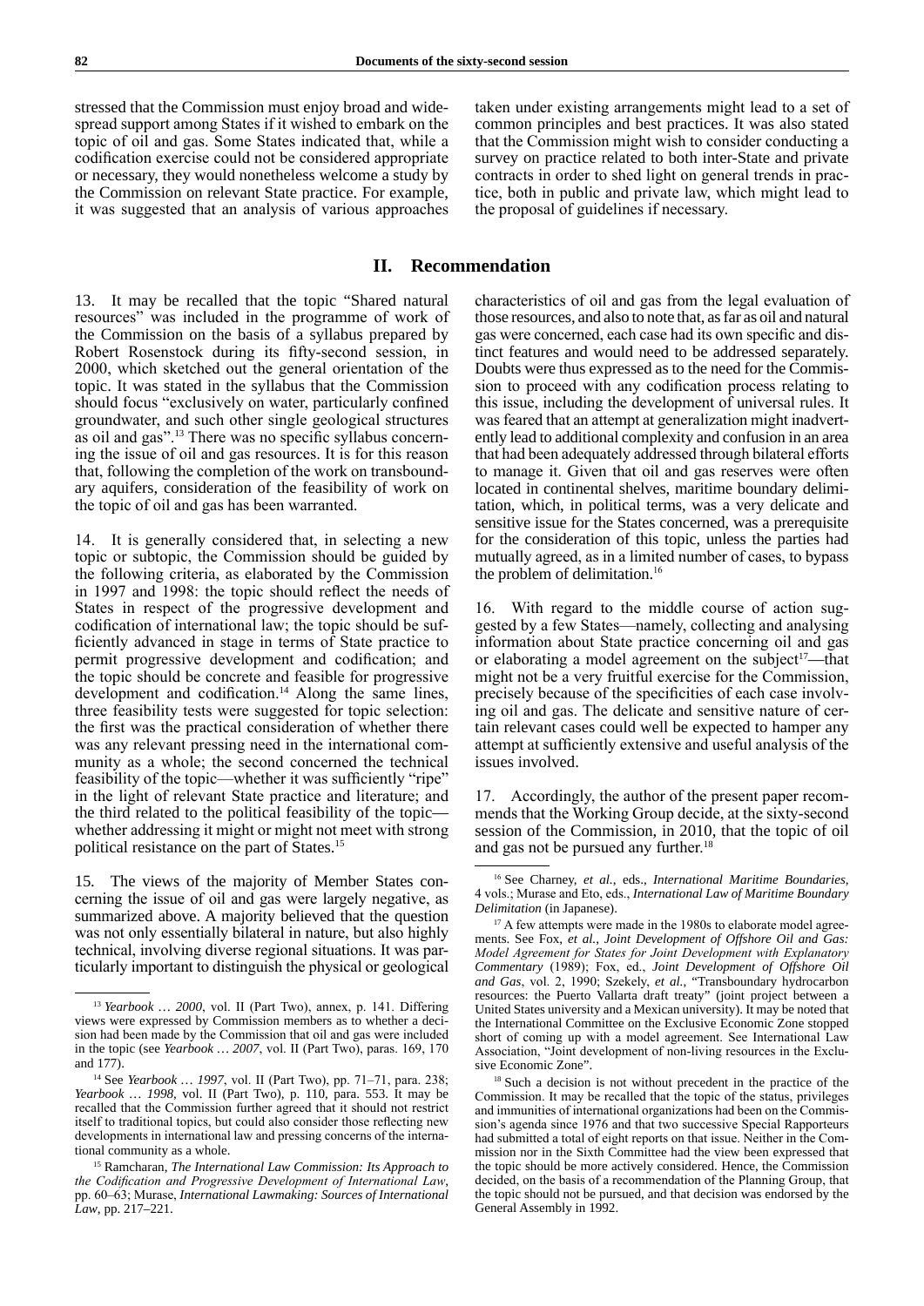stressed that the Commission must enjoy broad and widespread support among States if it wished to embark on the topic of oil and gas. Some States indicated that, while a codification exercise could not be considered appropriate or necessary, they would nonetheless welcome a study by the Commission on relevant State practice. For example, it was suggested that an analysis of various approaches taken under existing arrangements might lead to a set of common principles and best practices. It was also stated that the Commission might wish to consider conducting a survey on practice related to both inter-State and private contracts in order to shed light on general trends in practice, both in public and private law, which might lead to the proposal of guidelines if necessary.

## II. Recommendation

13. It may be recalled that the topic "Shared natural resources" was included in the programme of work of the Commission on the basis of a syllabus prepared by Robert Rosenstock during its fifty-second session, in 2000, which sketched out the general orientation of the topic. It was stated in the syllabus that the Commission should focus "exclusively on water, particularly confined groundwater, and such other single geological structures as oil and gas".[13] There was no specific syllabus concerning the issue of oil and gas resources. It is for this reason that, following the completion of the work on transboundary aquifers, consideration of the feasibility of work on the topic of oil and gas has been warranted.

14. It is generally considered that, in selecting a new topic or subtopic, the Commission should be guided by the following criteria, as elaborated by the Commission in 1997 and 1998: the topic should reflect the needs of States in respect of the progressive development and codification of international law; the topic should be sufficiently advanced in stage in terms of State practice to permit progressive development and codification; and the topic should be concrete and feasible for progressive development and codification.[14] Along the same lines, three feasibility tests were suggested for topic selection: the first was the practical consideration of whether there was any relevant pressing need in the international community as a whole; the second concerned the technical feasibility of the topic—whether it was sufficiently "ripe" in the light of relevant State practice and literature; and the third related to the political feasibility of the topic—whether addressing it might or might not meet with strong political resistance on the part of States.[15]

15. The views of the majority of Member States concerning the issue of oil and gas were largely negative, as summarized above. A majority believed that the question was not only essentially bilateral in nature, but also highly technical, involving diverse regional situations. It was particularly important to distinguish the physical or geological characteristics of oil and gas from the legal evaluation of those resources, and also to note that, as far as oil and natural gas were concerned, each case had its own specific and distinct features and would need to be addressed separately. Doubts were thus expressed as to the need for the Commission to proceed with any codification process relating to this issue, including the development of universal rules. It was feared that an attempt at generalization might inadvertently lead to additional complexity and confusion in an area that had been adequately addressed through bilateral efforts to manage it. Given that oil and gas reserves were often located in continental shelves, maritime boundary delimitation, which, in political terms, was a very delicate and sensitive issue for the States concerned, was a prerequisite for the consideration of this topic, unless the parties had mutually agreed, as in a limited number of cases, to bypass the problem of delimitation.[16]

16. With regard to the middle course of action suggested by a few States—namely, collecting and analysing information about State practice concerning oil and gas or elaborating a model agreement on the subject[17]—that might not be a very fruitful exercise for the Commission, precisely because of the specificities of each case involving oil and gas. The delicate and sensitive nature of certain relevant cases could well be expected to hamper any attempt at sufficiently extensive and useful analysis of the issues involved.

17. Accordingly, the author of the present paper recommends that the Working Group decide, at the sixty-second session of the Commission, in 2010, that the topic of oil and gas not be pursued any further.[18]

---

[13] *Yearbook … 2000*, vol. II (Part Two), annex, p. 141. Differing views were expressed by Commission members as to whether a decision had been made by the Commission that oil and gas were included in the topic (see *Yearbook … 2007*, vol. II (Part Two), paras. 169, 170 and 177).

[14] See *Yearbook … 1997*, vol. II (Part Two), pp. 71–71, para. 238; *Yearbook … 1998*, vol. II (Part Two), p. 110, para. 553. It may be recalled that the Commission further agreed that it should not restrict itself to traditional topics, but could also consider those reflecting new developments in international law and pressing concerns of the international community as a whole.

[15] Ramcharan, *The International Law Commission: Its Approach to the Codification and Progressive Development of International Law*, pp. 60–63; Murase, *International Lawmaking: Sources of International Law*, pp. 217–221.

[16] See Charney, *et al.*, eds., *International Maritime Boundaries*, 4 vols.; Murase and Eto, eds., *International Law of Maritime Boundary Delimitation* (in Japanese).

[17] A few attempts were made in the 1980s to elaborate model agreements. See Fox, *et al.*, *Joint Development of Offshore Oil and Gas: Model Agreement for States for Joint Development with Explanatory Commentary* (1989); Fox, ed., *Joint Development of Offshore Oil and Gas*, vol. 2, 1990; Szekely, *et al.*, "Transboundary hydrocarbon resources: the Puerto Vallarta draft treaty" (joint project between a United States university and a Mexican university). It may be noted that the International Committee on the Exclusive Economic Zone stopped short of coming up with a model agreement. See International Law Association, "Joint development of non-living resources in the Exclusive Economic Zone".

[18] Such a decision is not without precedent in the practice of the Commission. It may be recalled that the topic of the status, privileges and immunities of international organizations had been on the Commission's agenda since 1976 and that two successive Special Rapporteurs had submitted a total of eight reports on that issue. Neither in the Commission nor in the Sixth Committee had the view been expressed that the topic should be more actively considered. Hence, the Commission decided, on the basis of a recommendation of the Planning Group, that the topic should not be pursued, and that decision was endorsed by the General Assembly in 1992.